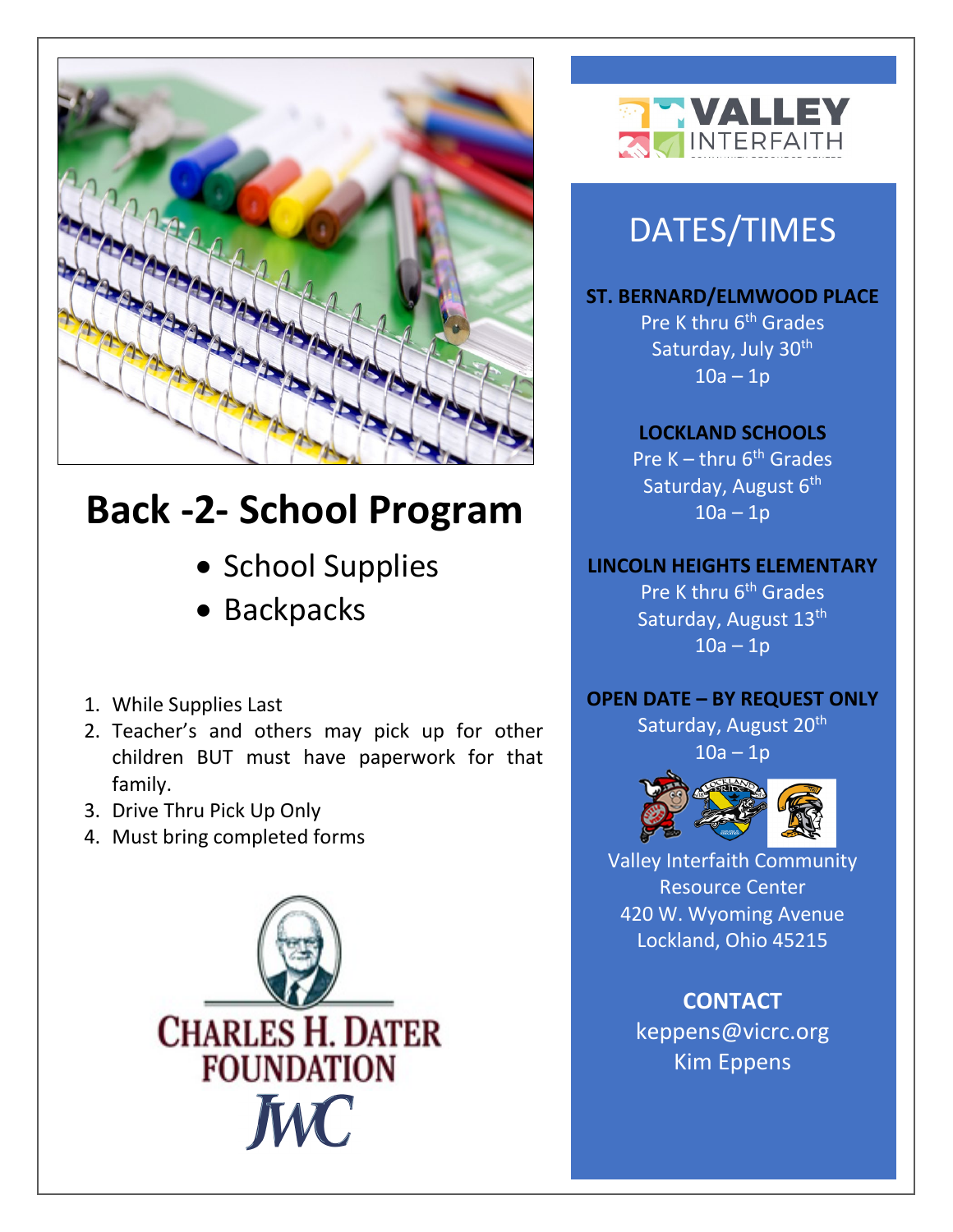# Back -2- School Program

- School Supplies
- Backpacks

1. While Supplies Last
2. Teacher's and others may pick up for other children BUT must have paperwork for that family.
3. Drive Thru Pick Up Only
4. Must bring completed forms

CHARLES H. DATER FOUNDATION

JWC

VALLEY INTERFAITH

## DATES/TIMES

**ST. BERNARD/ELMWOOD PLACE**
Pre K thru 6th Grades
Saturday, July 30th
10a – 1p

**LOCKLAND SCHOOLS**
Pre K – thru 6th Grades
Saturday, August 6th
10a – 1p

**LINCOLN HEIGHTS ELEMENTARY**
Pre K thru 6th Grades
Saturday, August 13th
10a – 1p

**OPEN DATE – BY REQUEST ONLY**
Saturday, August 20th
10a – 1p

Valley Interfaith Community Resource Center
420 W. Wyoming Avenue
Lockland, Ohio 45215

**CONTACT**
keppens@vicrc.org
Kim Eppens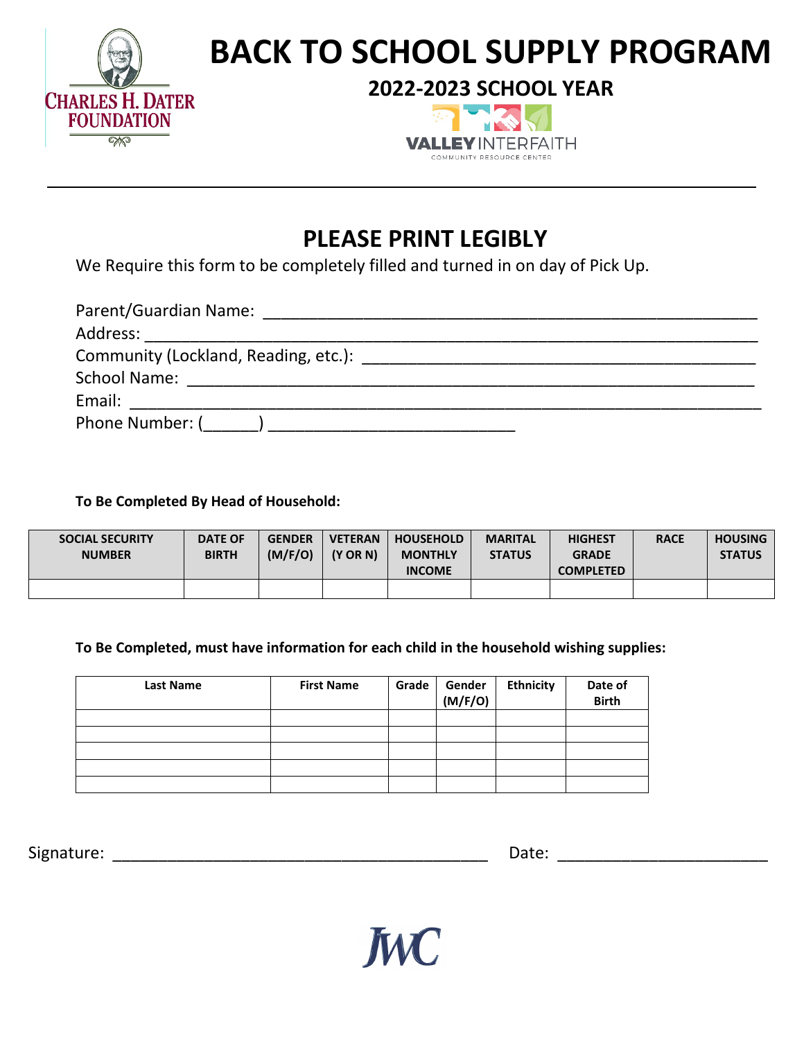# BACK TO SCHOOL SUPPLY PROGRAM

## 2022-2023 SCHOOL YEAR

CHARLES H. DATER FOUNDATION

VALLEY INTERFAITH
COMMUNITY RESOURCE CENTER

---

## PLEASE PRINT LEGIBLY

We Require this form to be completely filled and turned in on day of Pick Up.

Parent/Guardian Name: ______________________________________________________

Address: ____________________________________________________________________

Community (Lockland, Reading, etc.): _____________________________________________

School Name: ______________________________________________________________

Email: _____________________________________________________________________

Phone Number: (______) ___________________________

**To Be Completed By Head of Household:**

| SOCIAL SECURITY NUMBER | DATE OF BIRTH | GENDER (M/F/O) | VETERAN (Y OR N) | HOUSEHOLD MONTHLY INCOME | MARITAL STATUS | HIGHEST GRADE COMPLETED | RACE | HOUSING STATUS |
|---|---|---|---|---|---|---|---|---|
| | | | | | | | | |

**To Be Completed, must have information for each child in the household wishing supplies:**

| Last Name | First Name | Grade | Gender (M/F/O) | Ethnicity | Date of Birth |
|---|---|---|---|---|---|
| | | | | | |
| | | | | | |
| | | | | | |
| | | | | | |
| | | | | | |

Signature: ________________________________________ Date: ______________________

JWC